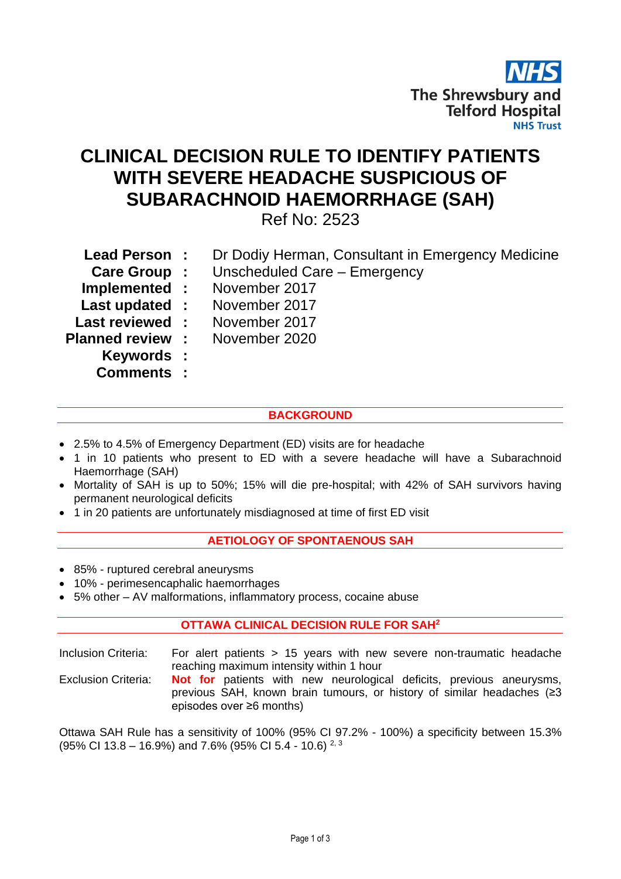NHS
The Shrewsbury and Telford Hospital
NHS Trust

# CLINICAL DECISION RULE TO IDENTIFY PATIENTS WITH SEVERE HEADACHE SUSPICIOUS OF SUBARACHNOID HAEMORRHAGE (SAH)

Ref No: 2523

| | | |
|---|---|---|
| **Lead Person** | **:** | Dr Dodiy Herman, Consultant in Emergency Medicine |
| **Care Group** | **:** | Unscheduled Care – Emergency |
| **Implemented** | **:** | November 2017 |
| **Last updated** | **:** | November 2017 |
| **Last reviewed** | **:** | November 2017 |
| **Planned review** | **:** | November 2020 |
| **Keywords** | **:** | |
| **Comments** | **:** | |

## BACKGROUND

- 2.5% to 4.5% of Emergency Department (ED) visits are for headache
- 1 in 10 patients who present to ED with a severe headache will have a Subarachnoid Haemorrhage (SAH)
- Mortality of SAH is up to 50%; 15% will die pre-hospital; with 42% of SAH survivors having permanent neurological deficits
- 1 in 20 patients are unfortunately misdiagnosed at time of first ED visit

## AETIOLOGY OF SPONTAENOUS SAH

- 85% - ruptured cerebral aneurysms
- 10% - perimesencaphalic haemorrhages
- 5% other – AV malformations, inflammatory process, cocaine abuse

## OTTAWA CLINICAL DECISION RULE FOR SAH[2]

Inclusion Criteria: For alert patients > 15 years with new severe non-traumatic headache reaching maximum intensity within 1 hour

Exclusion Criteria: **Not for** patients with new neurological deficits, previous aneurysms, previous SAH, known brain tumours, or history of similar headaches (≥3 episodes over ≥6 months)

Ottawa SAH Rule has a sensitivity of 100% (95% CI 97.2% - 100%) a specificity between 15.3% (95% CI 13.8 – 16.9%) and 7.6% (95% CI 5.4 - 10.6) [2, 3]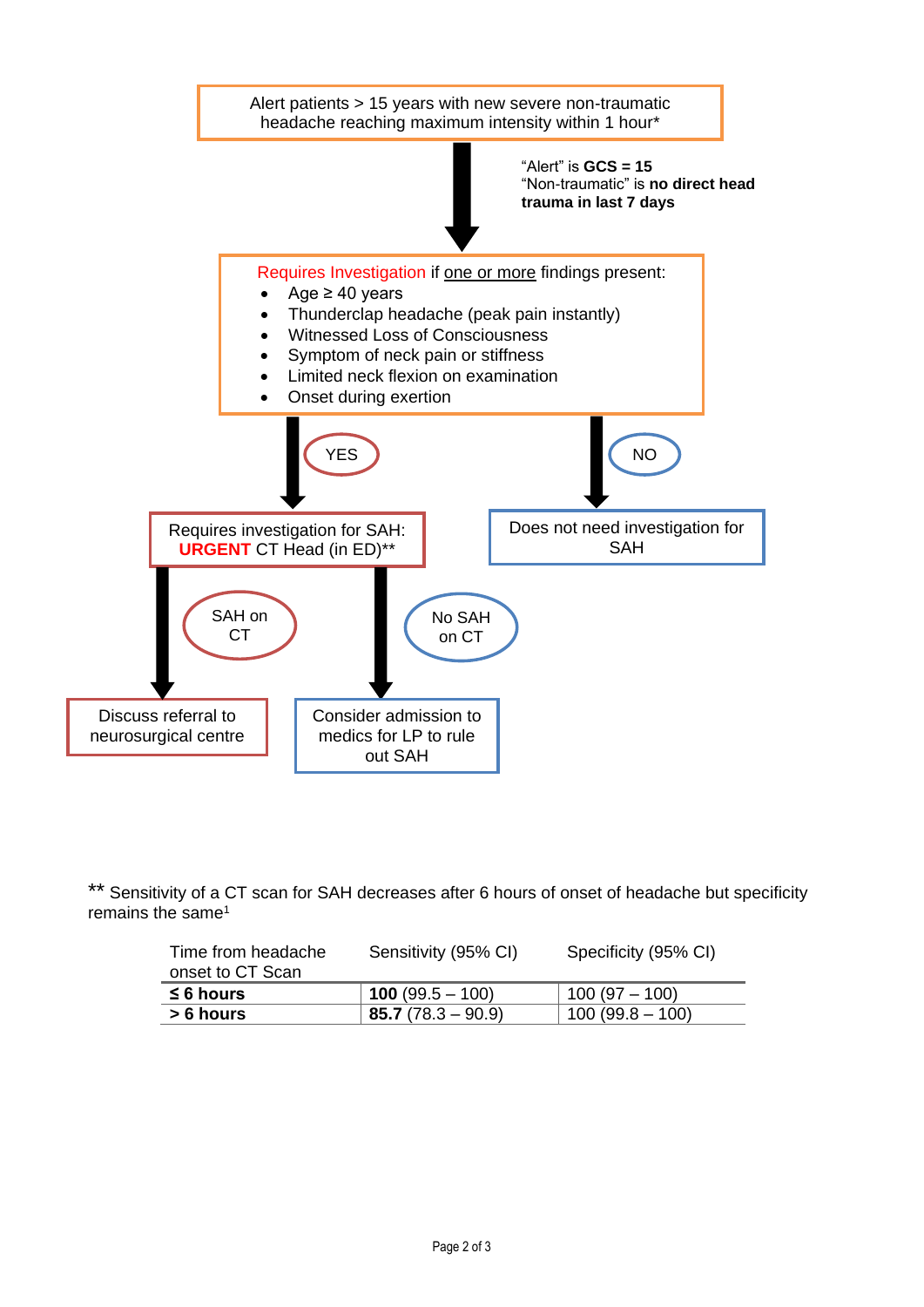Alert patients > 15 years with new severe non-traumatic headache reaching maximum intensity within 1 hour*

"Alert" is **GCS = 15**
"Non-traumatic" is **no direct head trauma in last 7 days**

Requires Investigation if <u>one or more</u> findings present:

- Age ≥ 40 years
- Thunderclap headache (peak pain instantly)
- Witnessed Loss of Consciousness
- Symptom of neck pain or stiffness
- Limited neck flexion on examination
- Onset during exertion

**YES** → Requires investigation for SAH: **URGENT** CT Head (in ED)**

- **SAH on CT** → Discuss referral to neurosurgical centre
- **No SAH on CT** → Consider admission to medics for LP to rule out SAH

**NO** → Does not need investigation for SAH

** Sensitivity of a CT scan for SAH decreases after 6 hours of onset of headache but specificity remains the same[1]

| Time from headache onset to CT Scan | Sensitivity (95% CI) | Specificity (95% CI) |
|---|---|---|
| **≤ 6 hours** | **100** (99.5 – 100) | 100 (97 – 100) |
| **> 6 hours** | **85.7** (78.3 – 90.9) | 100 (99.8 – 100) |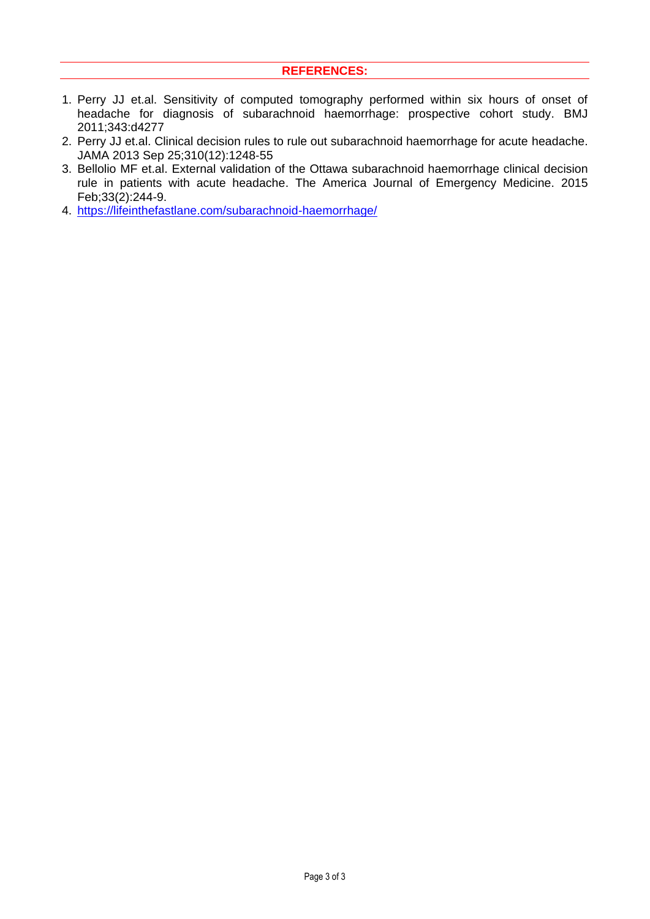## REFERENCES:

1. Perry JJ et.al. Sensitivity of computed tomography performed within six hours of onset of headache for diagnosis of subarachnoid haemorrhage: prospective cohort study. BMJ 2011;343:d4277
2. Perry JJ et.al. Clinical decision rules to rule out subarachnoid haemorrhage for acute headache. JAMA 2013 Sep 25;310(12):1248-55
3. Bellolio MF et.al. External validation of the Ottawa subarachnoid haemorrhage clinical decision rule in patients with acute headache. The America Journal of Emergency Medicine. 2015 Feb;33(2):244-9.
4. https://lifeinthefastlane.com/subarachnoid-haemorrhage/